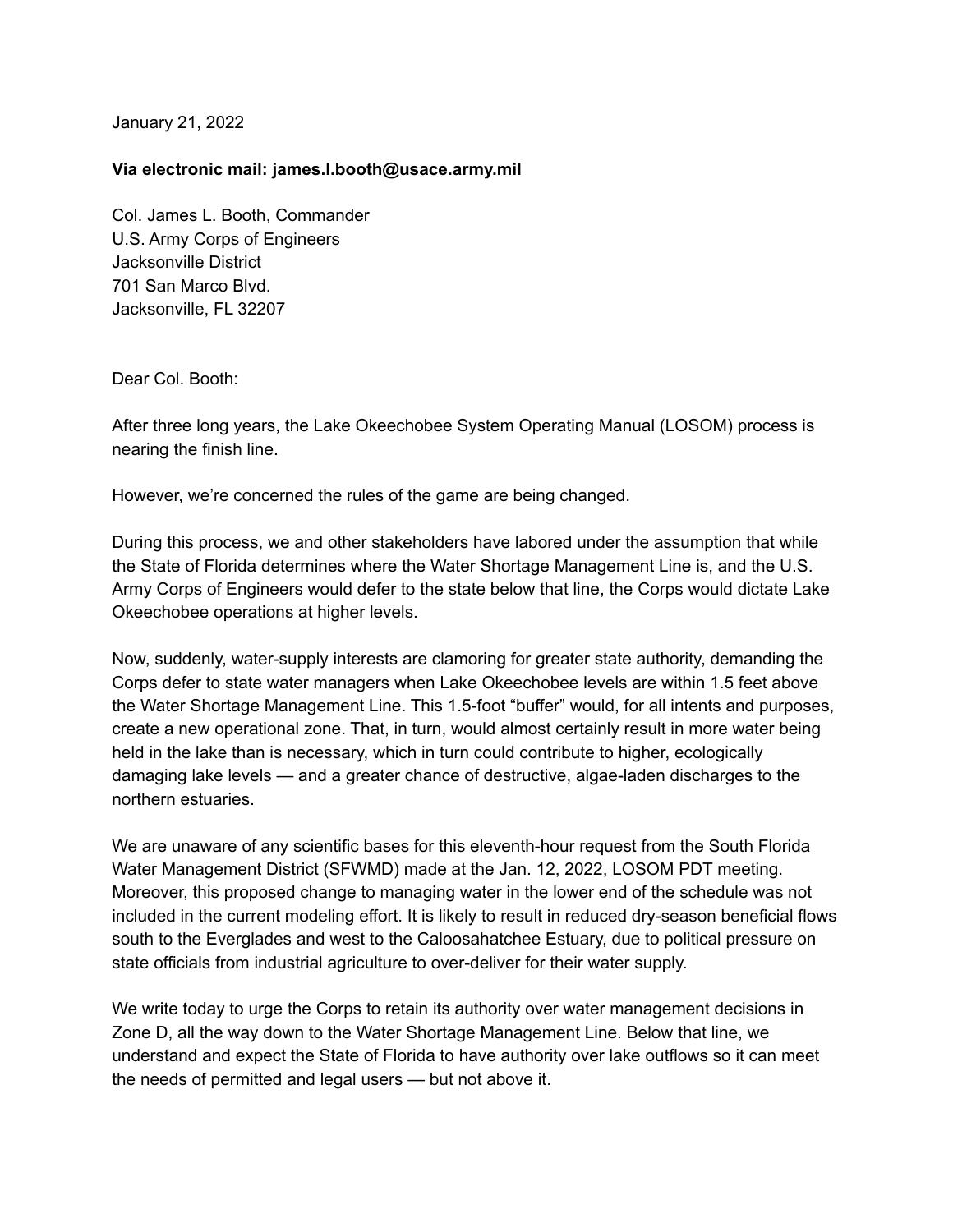January 21, 2022

**Via electronic mail: james.l.booth@usace.army.mil**

Col. James L. Booth, Commander
U.S. Army Corps of Engineers
Jacksonville District
701 San Marco Blvd.
Jacksonville, FL 32207

Dear Col. Booth:

After three long years, the Lake Okeechobee System Operating Manual (LOSOM) process is nearing the finish line.

However, we're concerned the rules of the game are being changed.

During this process, we and other stakeholders have labored under the assumption that while the State of Florida determines where the Water Shortage Management Line is, and the U.S. Army Corps of Engineers would defer to the state below that line, the Corps would dictate Lake Okeechobee operations at higher levels.

Now, suddenly, water-supply interests are clamoring for greater state authority, demanding the Corps defer to state water managers when Lake Okeechobee levels are within 1.5 feet above the Water Shortage Management Line. This 1.5-foot "buffer" would, for all intents and purposes, create a new operational zone. That, in turn, would almost certainly result in more water being held in the lake than is necessary, which in turn could contribute to higher, ecologically damaging lake levels — and a greater chance of destructive, algae-laden discharges to the northern estuaries.

We are unaware of any scientific bases for this eleventh-hour request from the South Florida Water Management District (SFWMD) made at the Jan. 12, 2022, LOSOM PDT meeting. Moreover, this proposed change to managing water in the lower end of the schedule was not included in the current modeling effort. It is likely to result in reduced dry-season beneficial flows south to the Everglades and west to the Caloosahatchee Estuary, due to political pressure on state officials from industrial agriculture to over-deliver for their water supply.

We write today to urge the Corps to retain its authority over water management decisions in Zone D, all the way down to the Water Shortage Management Line. Below that line, we understand and expect the State of Florida to have authority over lake outflows so it can meet the needs of permitted and legal users — but not above it.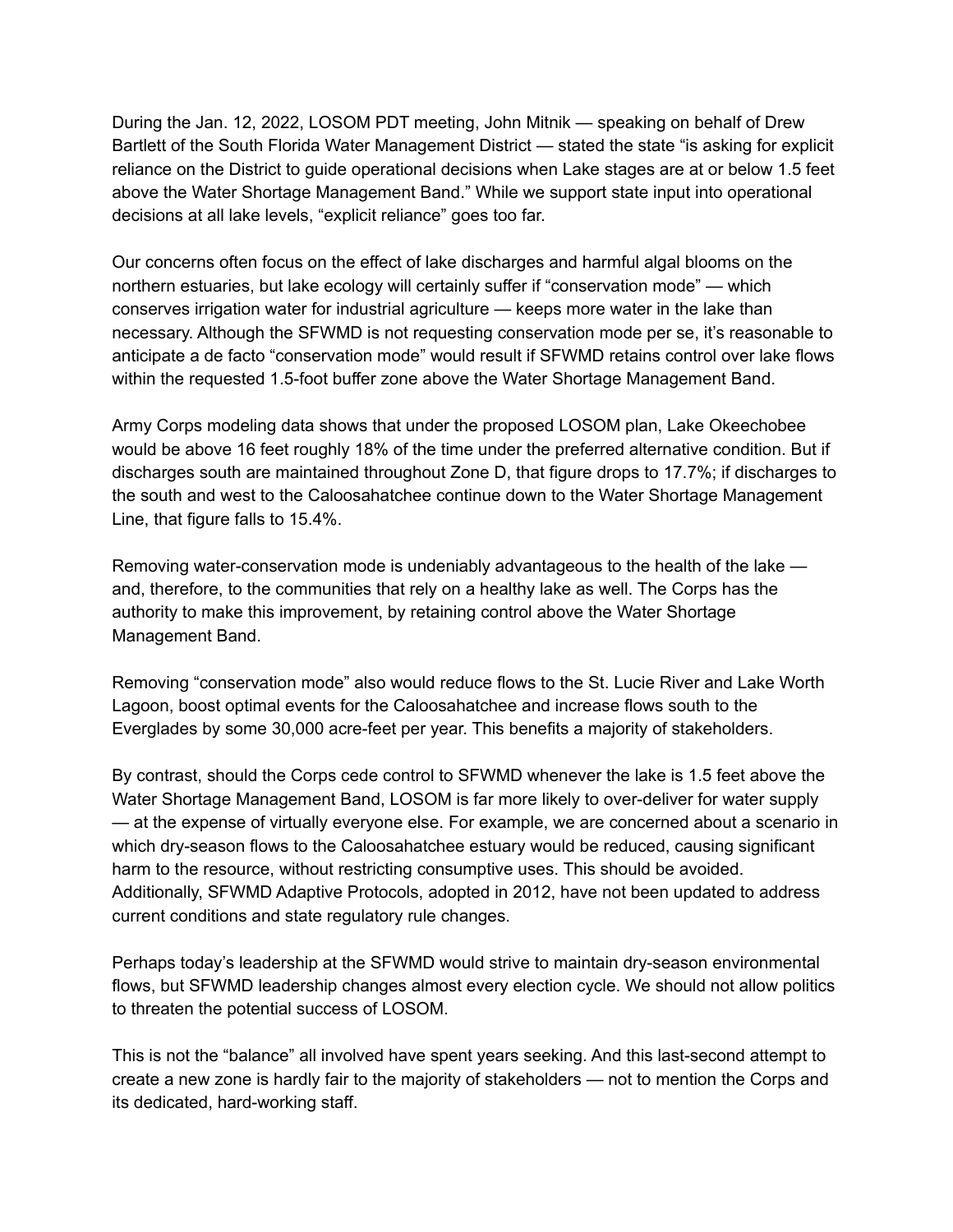During the Jan. 12, 2022, LOSOM PDT meeting, John Mitnik — speaking on behalf of Drew Bartlett of the South Florida Water Management District — stated the state "is asking for explicit reliance on the District to guide operational decisions when Lake stages are at or below 1.5 feet above the Water Shortage Management Band." While we support state input into operational decisions at all lake levels, "explicit reliance" goes too far.

Our concerns often focus on the effect of lake discharges and harmful algal blooms on the northern estuaries, but lake ecology will certainly suffer if "conservation mode" — which conserves irrigation water for industrial agriculture — keeps more water in the lake than necessary. Although the SFWMD is not requesting conservation mode per se, it's reasonable to anticipate a de facto "conservation mode" would result if SFWMD retains control over lake flows within the requested 1.5-foot buffer zone above the Water Shortage Management Band.

Army Corps modeling data shows that under the proposed LOSOM plan, Lake Okeechobee would be above 16 feet roughly 18% of the time under the preferred alternative condition. But if discharges south are maintained throughout Zone D, that figure drops to 17.7%; if discharges to the south and west to the Caloosahatchee continue down to the Water Shortage Management Line, that figure falls to 15.4%.

Removing water-conservation mode is undeniably advantageous to the health of the lake — and, therefore, to the communities that rely on a healthy lake as well. The Corps has the authority to make this improvement, by retaining control above the Water Shortage Management Band.

Removing "conservation mode" also would reduce flows to the St. Lucie River and Lake Worth Lagoon, boost optimal events for the Caloosahatchee and increase flows south to the Everglades by some 30,000 acre-feet per year. This benefits a majority of stakeholders.

By contrast, should the Corps cede control to SFWMD whenever the lake is 1.5 feet above the Water Shortage Management Band, LOSOM is far more likely to over-deliver for water supply — at the expense of virtually everyone else. For example, we are concerned about a scenario in which dry-season flows to the Caloosahatchee estuary would be reduced, causing significant harm to the resource, without restricting consumptive uses. This should be avoided. Additionally, SFWMD Adaptive Protocols, adopted in 2012, have not been updated to address current conditions and state regulatory rule changes.

Perhaps today's leadership at the SFWMD would strive to maintain dry-season environmental flows, but SFWMD leadership changes almost every election cycle. We should not allow politics to threaten the potential success of LOSOM.

This is not the "balance" all involved have spent years seeking. And this last-second attempt to create a new zone is hardly fair to the majority of stakeholders — not to mention the Corps and its dedicated, hard-working staff.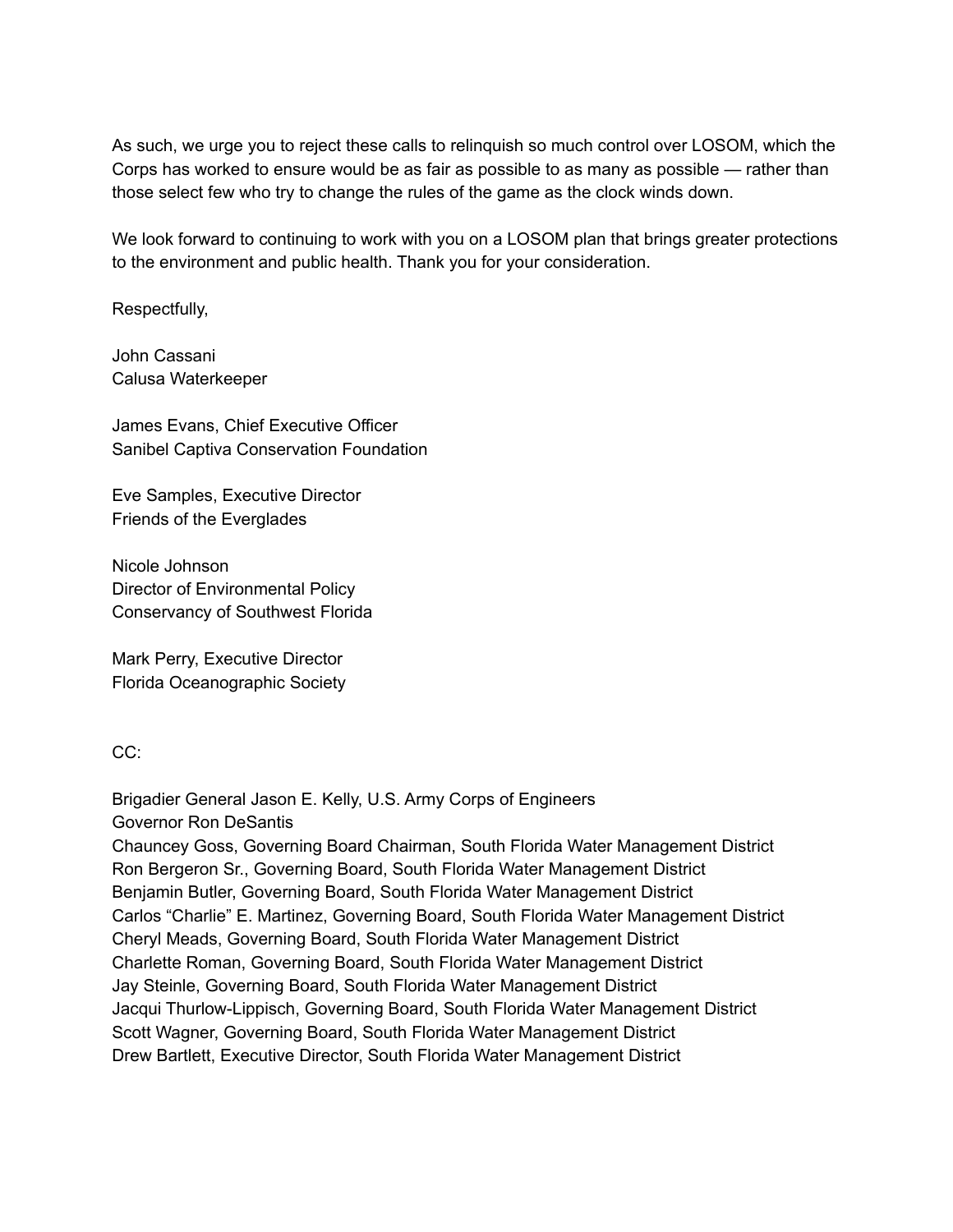As such, we urge you to reject these calls to relinquish so much control over LOSOM, which the Corps has worked to ensure would be as fair as possible to as many as possible — rather than those select few who try to change the rules of the game as the clock winds down.

We look forward to continuing to work with you on a LOSOM plan that brings greater protections to the environment and public health. Thank you for your consideration.

Respectfully,

John Cassani
Calusa Waterkeeper

James Evans, Chief Executive Officer
Sanibel Captiva Conservation Foundation

Eve Samples, Executive Director
Friends of the Everglades

Nicole Johnson
Director of Environmental Policy
Conservancy of Southwest Florida

Mark Perry, Executive Director
Florida Oceanographic Society

CC:

Brigadier General Jason E. Kelly, U.S. Army Corps of Engineers
Governor Ron DeSantis
Chauncey Goss, Governing Board Chairman, South Florida Water Management District
Ron Bergeron Sr., Governing Board, South Florida Water Management District
Benjamin Butler, Governing Board, South Florida Water Management District
Carlos “Charlie” E. Martinez, Governing Board, South Florida Water Management District
Cheryl Meads, Governing Board, South Florida Water Management District
Charlette Roman, Governing Board, South Florida Water Management District
Jay Steinle, Governing Board, South Florida Water Management District
Jacqui Thurlow-Lippisch, Governing Board, South Florida Water Management District
Scott Wagner, Governing Board, South Florida Water Management District
Drew Bartlett, Executive Director, South Florida Water Management District